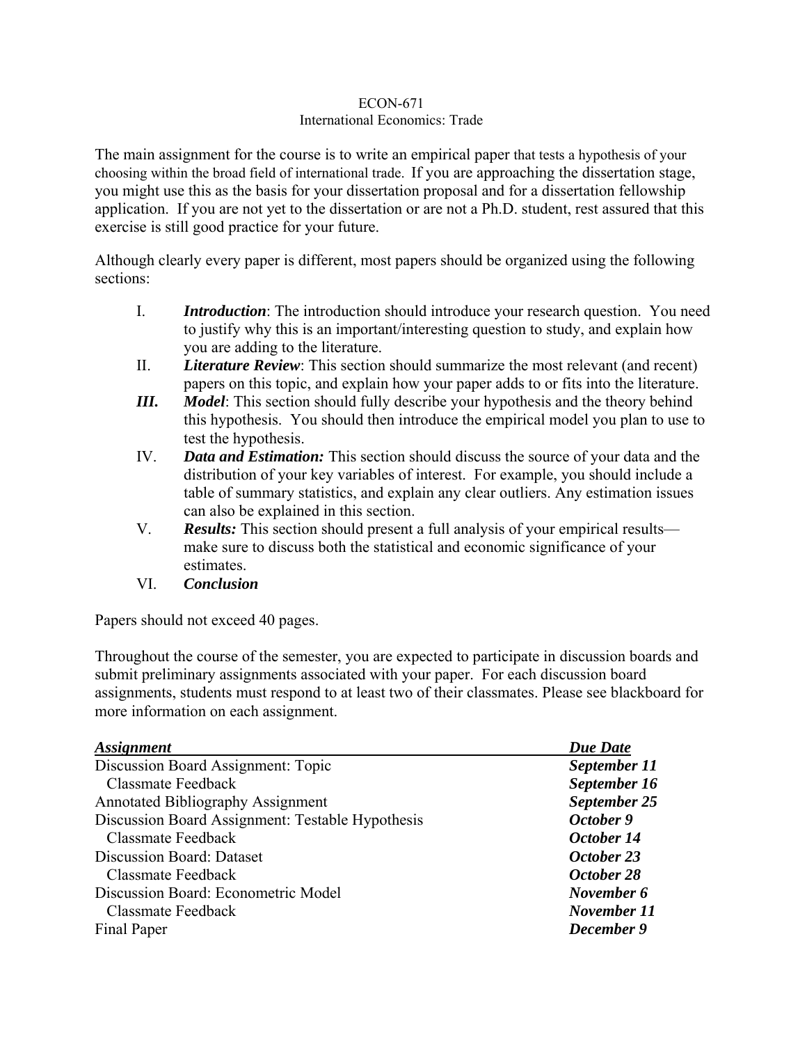ECON-671
International Economics: Trade

The main assignment for the course is to write an empirical paper that tests a hypothesis of your choosing within the broad field of international trade. If you are approaching the dissertation stage, you might use this as the basis for your dissertation proposal and for a dissertation fellowship application. If you are not yet to the dissertation or are not a Ph.D. student, rest assured that this exercise is still good practice for your future.

Although clearly every paper is different, most papers should be organized using the following sections:

I. ***Introduction***: The introduction should introduce your research question. You need to justify why this is an important/interesting question to study, and explain how you are adding to the literature.

II. ***Literature Review***: This section should summarize the most relevant (and recent) papers on this topic, and explain how your paper adds to or fits into the literature.

***III.*** ***Model***: This section should fully describe your hypothesis and the theory behind this hypothesis. You should then introduce the empirical model you plan to use to test the hypothesis.

IV. ***Data and Estimation:*** This section should discuss the source of your data and the distribution of your key variables of interest. For example, you should include a table of summary statistics, and explain any clear outliers. Any estimation issues can also be explained in this section.

V. ***Results:*** This section should present a full analysis of your empirical results—make sure to discuss both the statistical and economic significance of your estimates.

VI. ***Conclusion***

Papers should not exceed 40 pages.

Throughout the course of the semester, you are expected to participate in discussion boards and submit preliminary assignments associated with your paper. For each discussion board assignments, students must respond to at least two of their classmates. Please see blackboard for more information on each assignment.

| ***Assignment*** | ***Due Date*** |
|---|---|
| Discussion Board Assignment: Topic | ***September 11*** |
| Classmate Feedback | ***September 16*** |
| Annotated Bibliography Assignment | ***September 25*** |
| Discussion Board Assignment: Testable Hypothesis | ***October 9*** |
| Classmate Feedback | ***October 14*** |
| Discussion Board: Dataset | ***October 23*** |
| Classmate Feedback | ***October 28*** |
| Discussion Board: Econometric Model | ***November 6*** |
| Classmate Feedback | ***November 11*** |
| Final Paper | ***December 9*** |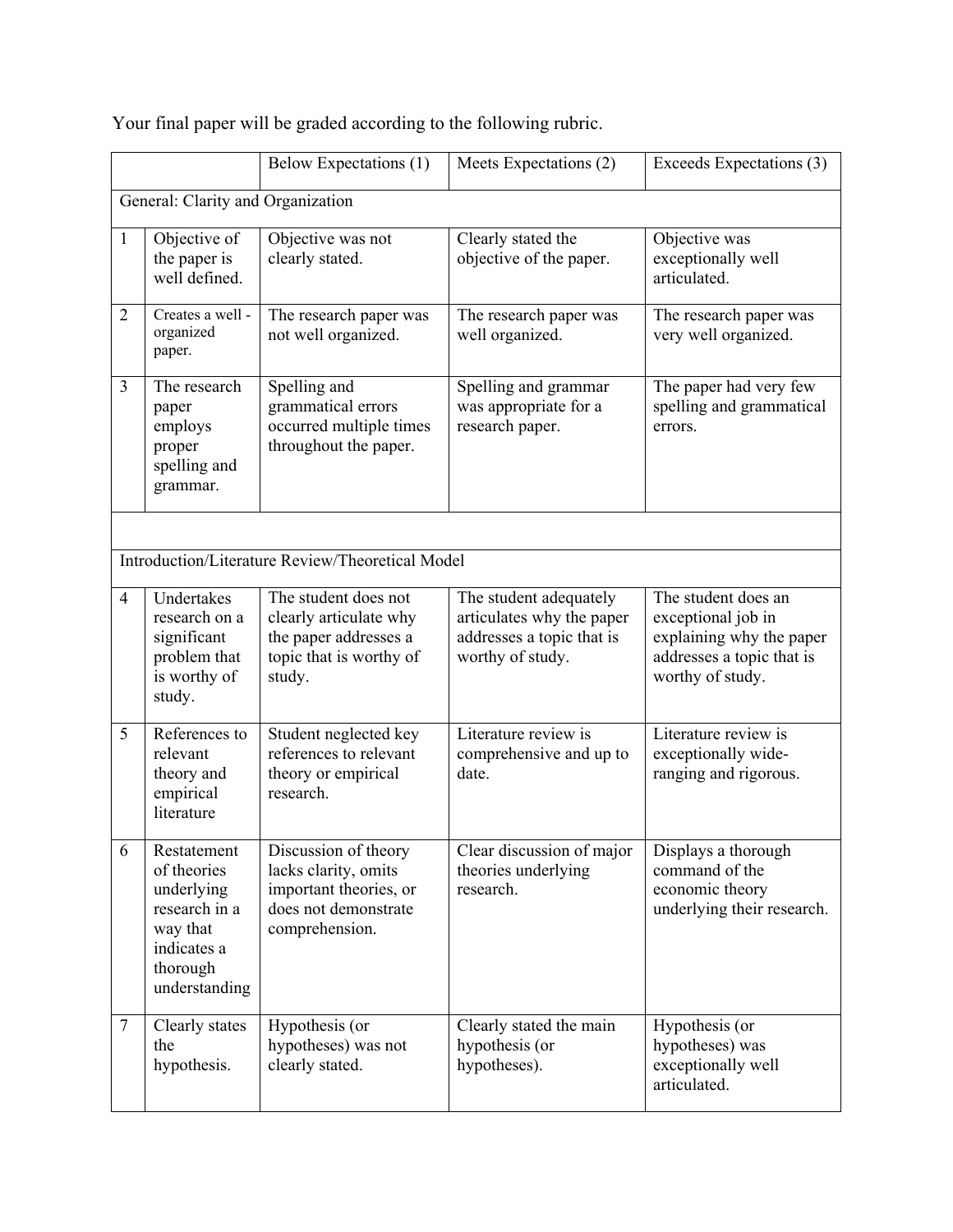Your final paper will be graded according to the following rubric.

| | | Below Expectations (1) | Meets Expectations (2) | Exceeds Expectations (3) |
|---|---|---|---|---|
| General: Clarity and Organization | | | | |
| 1 | Objective of the paper is well defined. | Objective was not clearly stated. | Clearly stated the objective of the paper. | Objective was exceptionally well articulated. |
| 2 | Creates a well - organized paper. | The research paper was not well organized. | The research paper was well organized. | The research paper was very well organized. |
| 3 | The research paper employs proper spelling and grammar. | Spelling and grammatical errors occurred multiple times throughout the paper. | Spelling and grammar was appropriate for a research paper. | The paper had very few spelling and grammatical errors. |
| | | | | |
| Introduction/Literature Review/Theoretical Model | | | | |
| 4 | Undertakes research on a significant problem that is worthy of study. | The student does not clearly articulate why the paper addresses a topic that is worthy of study. | The student adequately articulates why the paper addresses a topic that is worthy of study. | The student does an exceptional job in explaining why the paper addresses a topic that is worthy of study. |
| 5 | References to relevant theory and empirical literature | Student neglected key references to relevant theory or empirical research. | Literature review is comprehensive and up to date. | Literature review is exceptionally wide-ranging and rigorous. |
| 6 | Restatement of theories underlying research in a way that indicates a thorough understanding | Discussion of theory lacks clarity, omits important theories, or does not demonstrate comprehension. | Clear discussion of major theories underlying research. | Displays a thorough command of the economic theory underlying their research. |
| 7 | Clearly states the hypothesis. | Hypothesis (or hypotheses) was not clearly stated. | Clearly stated the main hypothesis (or hypotheses). | Hypothesis (or hypotheses) was exceptionally well articulated. |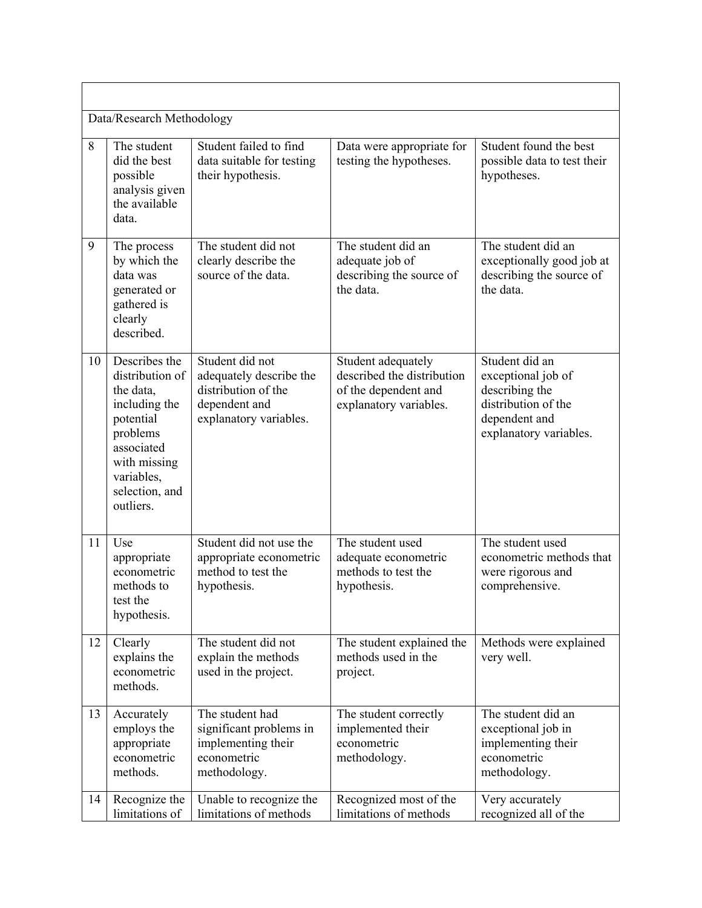| | | | | |
|---|---|---|---|---|
| Data/Research Methodology | | | | |
| 8 | The student did the best possible analysis given the available data. | Student failed to find data suitable for testing their hypothesis. | Data were appropriate for testing the hypotheses. | Student found the best possible data to test their hypotheses. |
| 9 | The process by which the data was generated or gathered is clearly described. | The student did not clearly describe the source of the data. | The student did an adequate job of describing the source of the data. | The student did an exceptionally good job at describing the source of the data. |
| 10 | Describes the distribution of the data, including the potential problems associated with missing variables, selection, and outliers. | Student did not adequately describe the distribution of the dependent and explanatory variables. | Student adequately described the distribution of the dependent and explanatory variables. | Student did an exceptional job of describing the distribution of the dependent and explanatory variables. |
| 11 | Use appropriate econometric methods to test the hypothesis. | Student did not use the appropriate econometric method to test the hypothesis. | The student used adequate econometric methods to test the hypothesis. | The student used econometric methods that were rigorous and comprehensive. |
| 12 | Clearly explains the econometric methods. | The student did not explain the methods used in the project. | The student explained the methods used in the project. | Methods were explained very well. |
| 13 | Accurately employs the appropriate econometric methods. | The student had significant problems in implementing their econometric methodology. | The student correctly implemented their econometric methodology. | The student did an exceptional job in implementing their econometric methodology. |
| 14 | Recognize the limitations of | Unable to recognize the limitations of methods | Recognized most of the limitations of methods | Very accurately recognized all of the |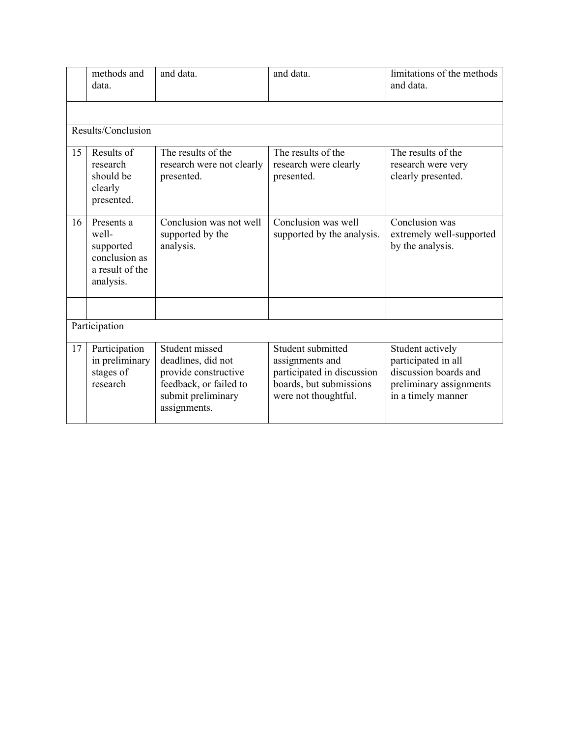| | | | | |
|---|---|---|---|---|
| | methods and data. | and data. | and data. | limitations of the methods and data. |
| | | | | |
| Results/Conclusion | | | | |
| 15 | Results of research should be clearly presented. | The results of the research were not clearly presented. | The results of the research were clearly presented. | The results of the research were very clearly presented. |
| 16 | Presents a well-supported conclusion as a result of the analysis. | Conclusion was not well supported by the analysis. | Conclusion was well supported by the analysis. | Conclusion was extremely well-supported by the analysis. |
| | | | | |
| Participation | | | | |
| 17 | Participation in preliminary stages of research | Student missed deadlines, did not provide constructive feedback, or failed to submit preliminary assignments. | Student submitted assignments and participated in discussion boards, but submissions were not thoughtful. | Student actively participated in all discussion boards and preliminary assignments in a timely manner |